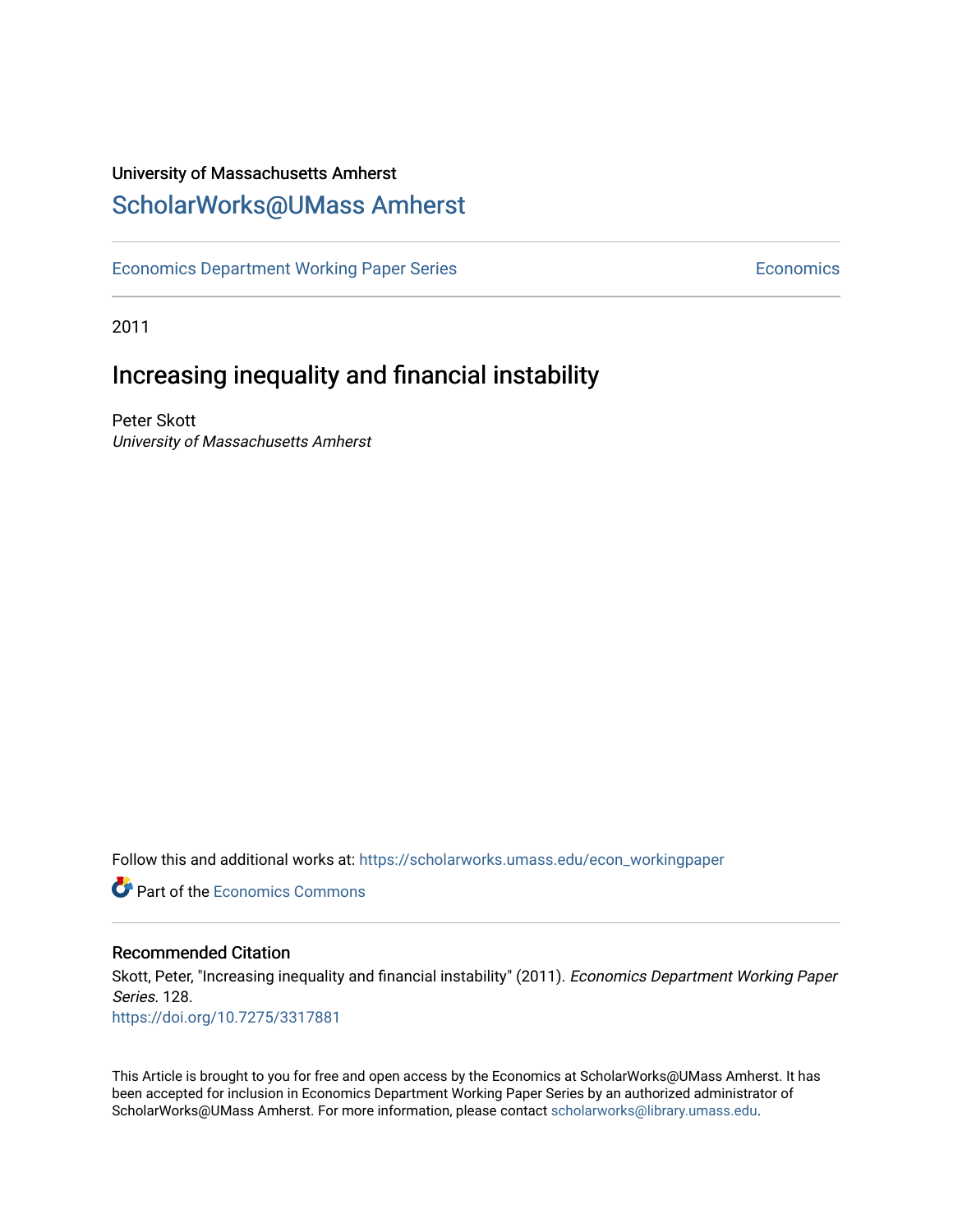University of Massachusetts Amherst

# ScholarWorks@UMass Amherst

Economics Department Working Paper Series | Economics

2011

## Increasing inequality and financial instability

Peter Skott

*University of Massachusetts Amherst*

Follow this and additional works at: https://scholarworks.umass.edu/econ_workingpaper

Part of the Economics Commons

### Recommended Citation

Skott, Peter, "Increasing inequality and financial instability" (2011). *Economics Department Working Paper Series*. 128.

https://doi.org/10.7275/3317881

This Article is brought to you for free and open access by the Economics at ScholarWorks@UMass Amherst. It has been accepted for inclusion in Economics Department Working Paper Series by an authorized administrator of ScholarWorks@UMass Amherst. For more information, please contact scholarworks@library.umass.edu.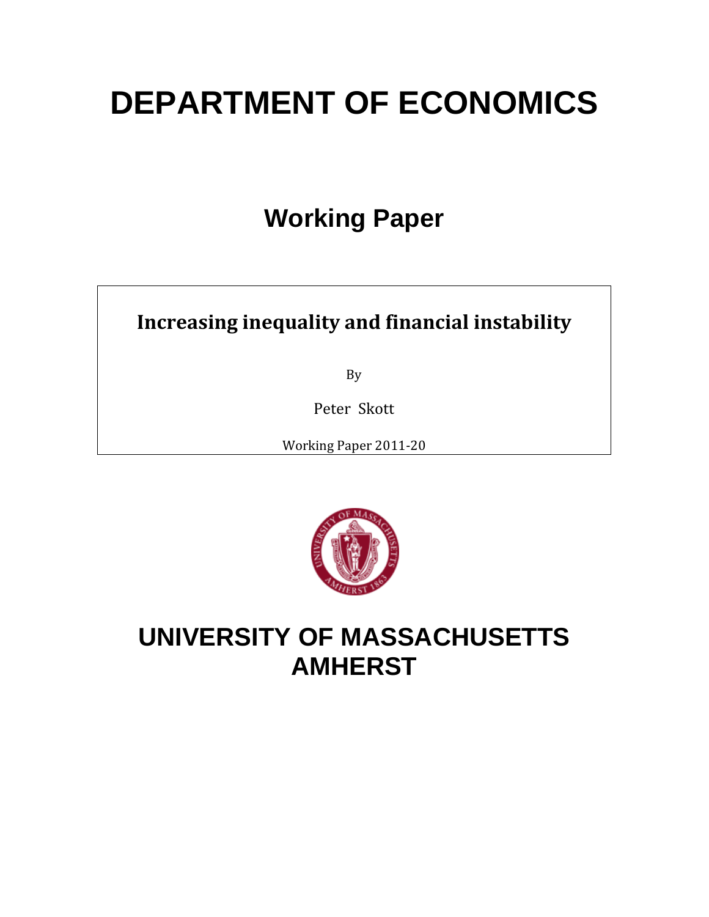# DEPARTMENT OF ECONOMICS

## Working Paper

**Increasing inequality and financial instability**

By

Peter Skott

Working Paper 2011-20

# UNIVERSITY OF MASSACHUSETTS AMHERST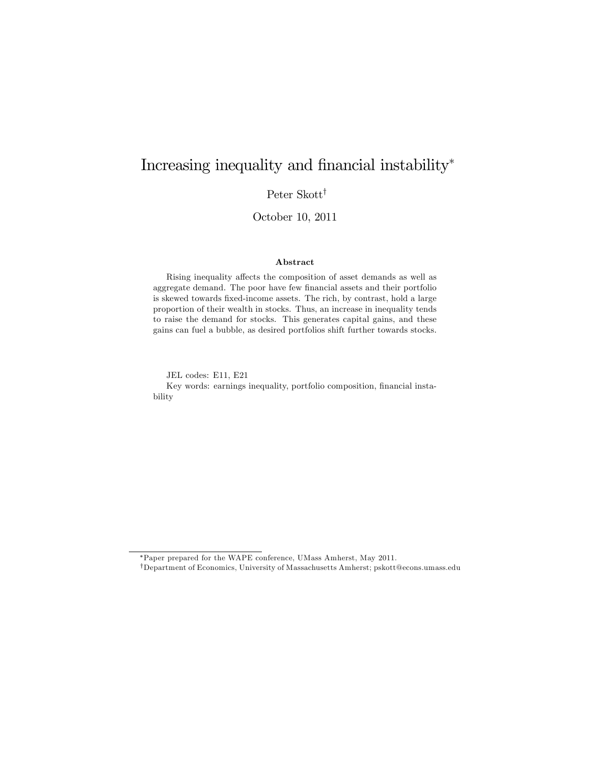# Increasing inequality and financial instability*

Peter Skott†

October 10, 2011

**Abstract**

Rising inequality affects the composition of asset demands as well as aggregate demand. The poor have few financial assets and their portfolio is skewed towards fixed-income assets. The rich, by contrast, hold a large proportion of their wealth in stocks. Thus, an increase in inequality tends to raise the demand for stocks. This generates capital gains, and these gains can fuel a bubble, as desired portfolios shift further towards stocks.

JEL codes: E11, E21

Key words: earnings inequality, portfolio composition, financial instability

---

*Paper prepared for the WAPE conference, UMass Amherst, May 2011.

†Department of Economics, University of Massachusetts Amherst; pskott@econs.umass.edu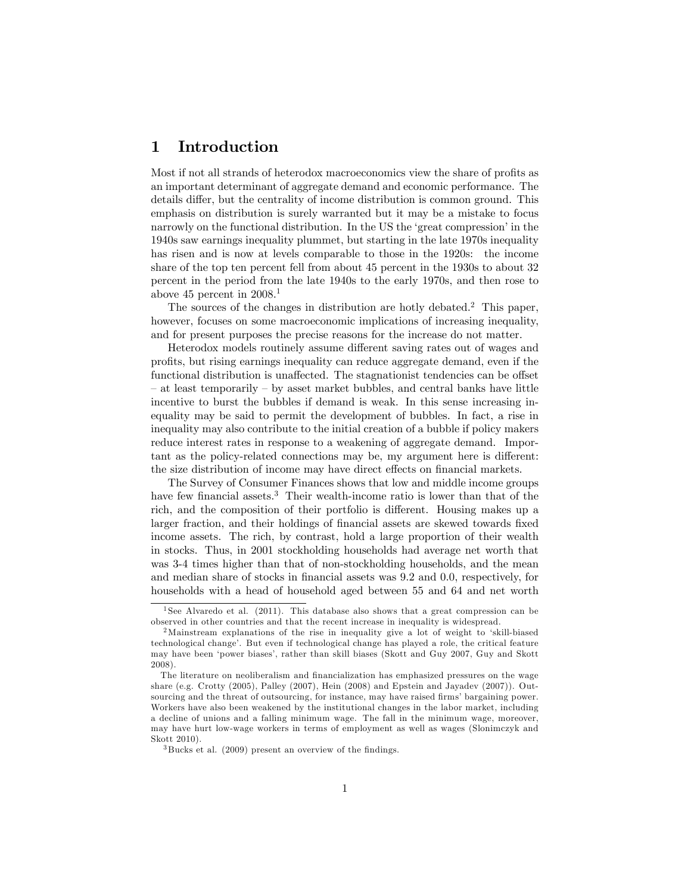# 1 Introduction

Most if not all strands of heterodox macroeconomics view the share of profits as an important determinant of aggregate demand and economic performance. The details differ, but the centrality of income distribution is common ground. This emphasis on distribution is surely warranted but it may be a mistake to focus narrowly on the functional distribution. In the US the 'great compression' in the 1940s saw earnings inequality plummet, but starting in the late 1970s inequality has risen and is now at levels comparable to those in the 1920s: the income share of the top ten percent fell from about 45 percent in the 1930s to about 32 percent in the period from the late 1940s to the early 1970s, and then rose to above 45 percent in 2008.[1]

The sources of the changes in distribution are hotly debated.[2] This paper, however, focuses on some macroeconomic implications of increasing inequality, and for present purposes the precise reasons for the increase do not matter.

Heterodox models routinely assume different saving rates out of wages and profits, but rising earnings inequality can reduce aggregate demand, even if the functional distribution is unaffected. The stagnationist tendencies can be offset – at least temporarily – by asset market bubbles, and central banks have little incentive to burst the bubbles if demand is weak. In this sense increasing inequality may be said to permit the development of bubbles. In fact, a rise in inequality may also contribute to the initial creation of a bubble if policy makers reduce interest rates in response to a weakening of aggregate demand. Important as the policy-related connections may be, my argument here is different: the size distribution of income may have direct effects on financial markets.

The Survey of Consumer Finances shows that low and middle income groups have few financial assets.[3] Their wealth-income ratio is lower than that of the rich, and the composition of their portfolio is different. Housing makes up a larger fraction, and their holdings of financial assets are skewed towards fixed income assets. The rich, by contrast, hold a large proportion of their wealth in stocks. Thus, in 2001 stockholding households had average net worth that was 3-4 times higher than that of non-stockholding households, and the mean and median share of stocks in financial assets was 9.2 and 0.0, respectively, for households with a head of household aged between 55 and 64 and net worth

---

[1] See Alvaredo et al. (2011). This database also shows that a great compression can be observed in other countries and that the recent increase in inequality is widespread.

[2] Mainstream explanations of the rise in inequality give a lot of weight to 'skill-biased technological change'. But even if technological change has played a role, the critical feature may have been 'power biases', rather than skill biases (Skott and Guy 2007, Guy and Skott 2008).

The literature on neoliberalism and financialization has emphasized pressures on the wage share (e.g. Crotty (2005), Palley (2007), Hein (2008) and Epstein and Jayadev (2007)). Outsourcing and the threat of outsourcing, for instance, may have raised firms' bargaining power. Workers have also been weakened by the institutional changes in the labor market, including a decline of unions and a falling minimum wage. The fall in the minimum wage, moreover, may have hurt low-wage workers in terms of employment as well as wages (Slonimczyk and Skott 2010).

[3] Bucks et al. (2009) present an overview of the findings.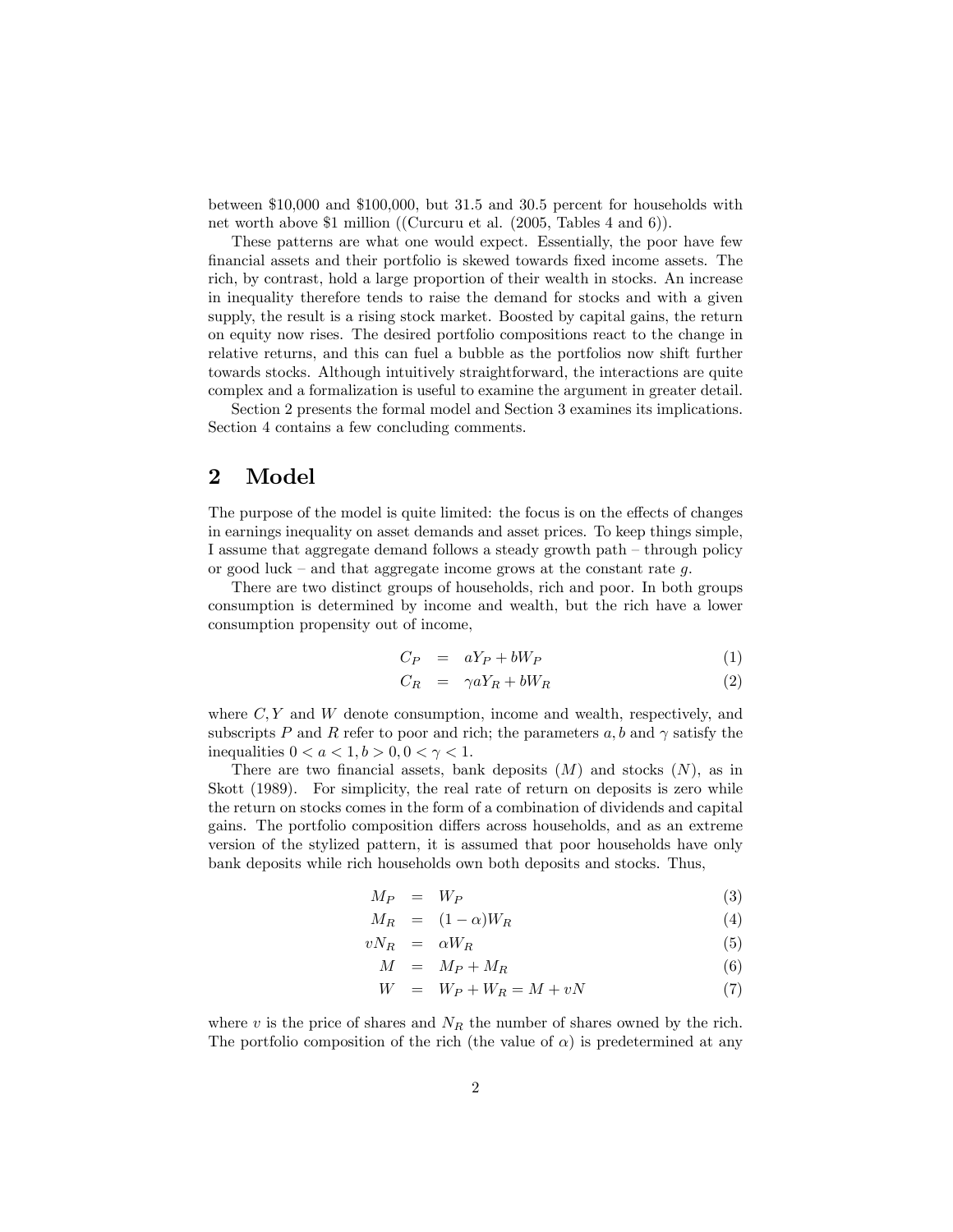between \$10,000 and \$100,000, but 31.5 and 30.5 percent for households with net worth above \$1 million ((Curcuru et al. (2005, Tables 4 and 6)).

These patterns are what one would expect. Essentially, the poor have few financial assets and their portfolio is skewed towards fixed income assets. The rich, by contrast, hold a large proportion of their wealth in stocks. An increase in inequality therefore tends to raise the demand for stocks and with a given supply, the result is a rising stock market. Boosted by capital gains, the return on equity now rises. The desired portfolio compositions react to the change in relative returns, and this can fuel a bubble as the portfolios now shift further towards stocks. Although intuitively straightforward, the interactions are quite complex and a formalization is useful to examine the argument in greater detail.

Section 2 presents the formal model and Section 3 examines its implications. Section 4 contains a few concluding comments.

## 2 Model

The purpose of the model is quite limited: the focus is on the effects of changes in earnings inequality on asset demands and asset prices. To keep things simple, I assume that aggregate demand follows a steady growth path – through policy or good luck – and that aggregate income grows at the constant rate $g$.

There are two distinct groups of households, rich and poor. In both groups consumption is determined by income and wealth, but the rich have a lower consumption propensity out of income,

$$C_P = aY_P + bW_P \tag{1}$$

$$C_R = \gamma a Y_R + bW_R \tag{2}$$

where $C, Y$ and $W$ denote consumption, income and wealth, respectively, and subscripts $P$ and $R$ refer to poor and rich; the parameters $a, b$ and $\gamma$ satisfy the inequalities $0 < a < 1, b > 0, 0 < \gamma < 1$.

There are two financial assets, bank deposits ($M$) and stocks ($N$), as in Skott (1989). For simplicity, the real rate of return on deposits is zero while the return on stocks comes in the form of a combination of dividends and capital gains. The portfolio composition differs across households, and as an extreme version of the stylized pattern, it is assumed that poor households have only bank deposits while rich households own both deposits and stocks. Thus,

$$M_P = W_P \tag{3}$$

$$M_R = (1 - \alpha)W_R \tag{4}$$

$$vN_R = \alpha W_R \tag{5}$$

$$M = M_P + M_R \tag{6}$$

$$W = W_P + W_R = M + vN \tag{7}$$

where $v$ is the price of shares and $N_R$ the number of shares owned by the rich. The portfolio composition of the rich (the value of $\alpha$) is predetermined at any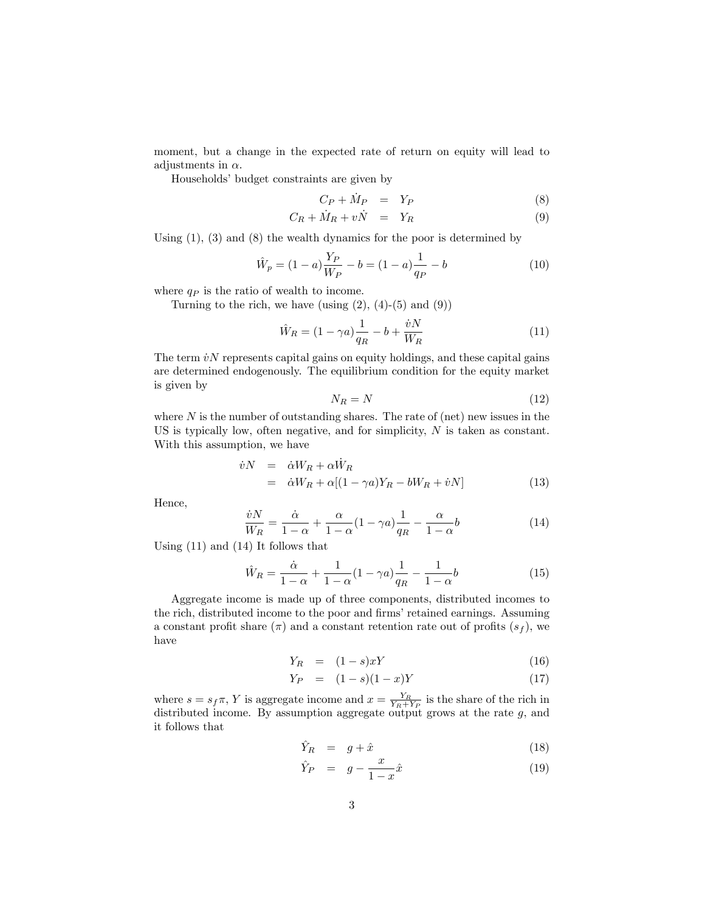moment, but a change in the expected rate of return on equity will lead to adjustments in $\alpha$.

Households' budget constraints are given by

$$C_P + \dot{M}_P = Y_P \tag{8}$$

$$C_R + \dot{M}_R + v\dot{N} = Y_R \tag{9}$$

Using (1), (3) and (8) the wealth dynamics for the poor is determined by

$$\hat{W}_p = (1-a)\frac{Y_P}{W_P} - b = (1-a)\frac{1}{q_P} - b \tag{10}$$

where $q_P$ is the ratio of wealth to income.

Turning to the rich, we have (using (2), (4)-(5) and (9))

$$\hat{W}_R = (1-\gamma a)\frac{1}{q_R} - b + \frac{\dot{v}N}{W_R} \tag{11}$$

The term $\dot{v}N$ represents capital gains on equity holdings, and these capital gains are determined endogenously. The equilibrium condition for the equity market is given by

$$N_R = N \tag{12}$$

where $N$ is the number of outstanding shares. The rate of (net) new issues in the US is typically low, often negative, and for simplicity, $N$ is taken as constant. With this assumption, we have

$$\begin{aligned} \dot{v}N &= \dot{\alpha}W_R + \alpha\dot{W}_R \\ &= \dot{\alpha}W_R + \alpha[(1-\gamma a)Y_R - bW_R + \dot{v}N] \end{aligned} \tag{13}$$

Hence,

$$\frac{\dot{v}N}{W_R} = \frac{\dot{\alpha}}{1-\alpha} + \frac{\alpha}{1-\alpha}(1-\gamma a)\frac{1}{q_R} - \frac{\alpha}{1-\alpha}b \tag{14}$$

Using (11) and (14) It follows that

$$\hat{W}_R = \frac{\dot{\alpha}}{1-\alpha} + \frac{1}{1-\alpha}(1-\gamma a)\frac{1}{q_R} - \frac{1}{1-\alpha}b \tag{15}$$

Aggregate income is made up of three components, distributed incomes to the rich, distributed income to the poor and firms' retained earnings. Assuming a constant profit share ($\pi$) and a constant retention rate out of profits ($s_f$), we have

$$Y_R = (1-s)xY \tag{16}$$

$$Y_P = (1-s)(1-x)Y \tag{17}$$

where $s = s_f\pi$, $Y$ is aggregate income and $x = \frac{Y_R}{Y_R+Y_P}$ is the share of the rich in distributed income. By assumption aggregate output grows at the rate $g$, and it follows that

$$\hat{Y}_R = g + \hat{x} \tag{18}$$

$$\hat{Y}_P = g - \frac{x}{1-x}\hat{x} \tag{19}$$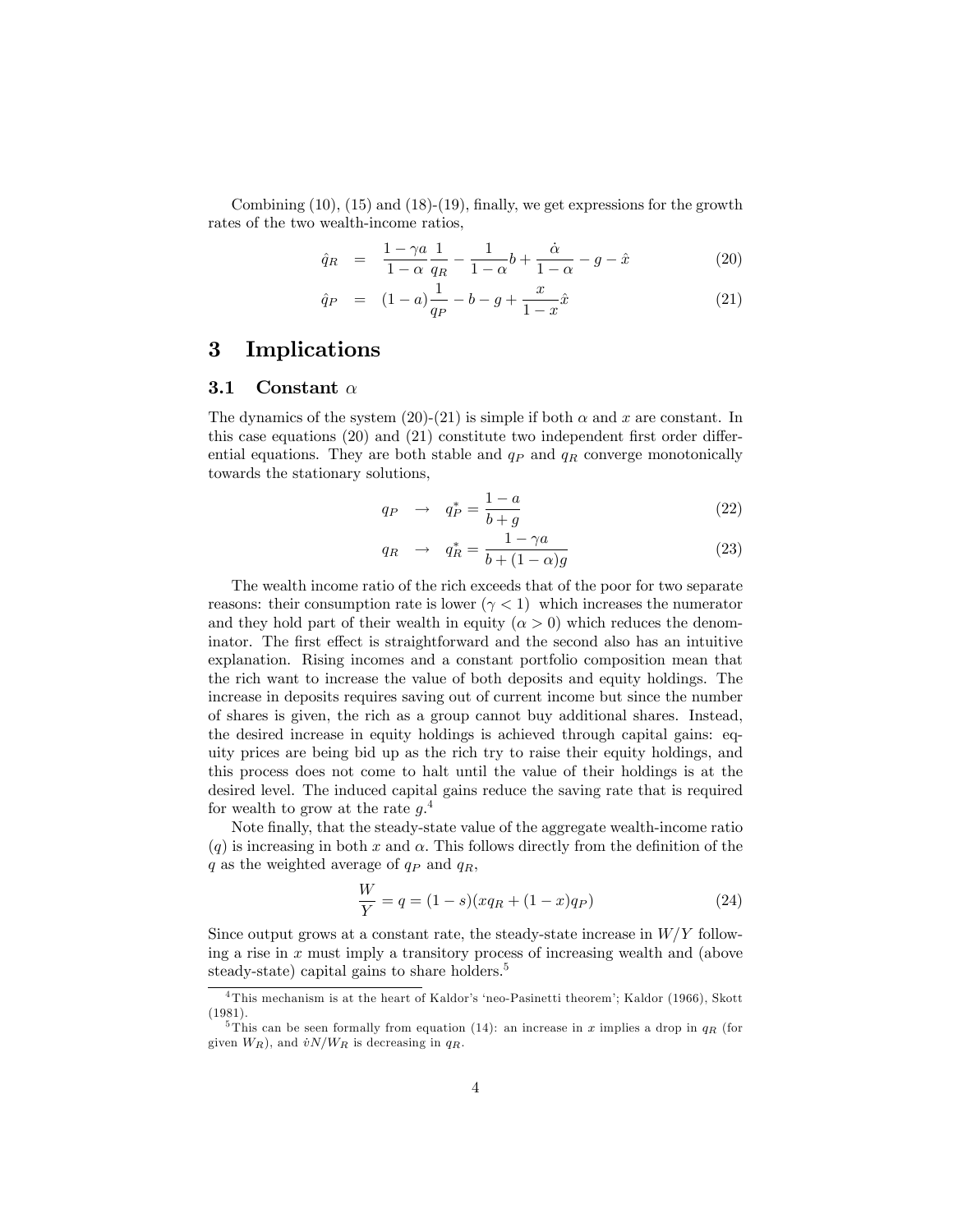Combining (10), (15) and (18)-(19), finally, we get expressions for the growth rates of the two wealth-income ratios,

$$\hat{q}_R = \frac{1-\gamma a}{1-\alpha}\frac{1}{q_R} - \frac{1}{1-\alpha}b + \frac{\dot{\alpha}}{1-\alpha} - g - \hat{x} \tag{20}$$

$$\hat{q}_P = (1-a)\frac{1}{q_P} - b - g + \frac{x}{1-x}\hat{x} \tag{21}$$

# 3 Implications

## 3.1 Constant $\alpha$

The dynamics of the system (20)-(21) is simple if both $\alpha$ and $x$ are constant. In this case equations (20) and (21) constitute two independent first order differential equations. They are both stable and $q_P$ and $q_R$ converge monotonically towards the stationary solutions,

$$q_P \quad \rightarrow \quad q_P^* = \frac{1-a}{b+g} \tag{22}$$

$$q_R \quad \rightarrow \quad q_R^* = \frac{1-\gamma a}{b+(1-\alpha)g} \tag{23}$$

The wealth income ratio of the rich exceeds that of the poor for two separate reasons: their consumption rate is lower ($\gamma < 1$) which increases the numerator and they hold part of their wealth in equity ($\alpha > 0$) which reduces the denominator. The first effect is straightforward and the second also has an intuitive explanation. Rising incomes and a constant portfolio composition mean that the rich want to increase the value of both deposits and equity holdings. The increase in deposits requires saving out of current income but since the number of shares is given, the rich as a group cannot buy additional shares. Instead, the desired increase in equity holdings is achieved through capital gains: equity prices are being bid up as the rich try to raise their equity holdings, and this process does not come to halt until the value of their holdings is at the desired level. The induced capital gains reduce the saving rate that is required for wealth to grow at the rate $g$.[4]

Note finally, that the steady-state value of the aggregate wealth-income ratio ($q$) is increasing in both $x$ and $\alpha$. This follows directly from the definition of the $q$ as the weighted average of $q_P$ and $q_R$,

$$\frac{W}{Y} = q = (1-s)(xq_R + (1-x)q_P) \tag{24}$$

Since output grows at a constant rate, the steady-state increase in $W/Y$ following a rise in $x$ must imply a transitory process of increasing wealth and (above steady-state) capital gains to share holders.[5]

---

[4] This mechanism is at the heart of Kaldor's 'neo-Pasinetti theorem'; Kaldor (1966), Skott (1981).

[5] This can be seen formally from equation (14): an increase in $x$ implies a drop in $q_R$ (for given $W_R$), and $\dot{v}N/W_R$ is decreasing in $q_R$.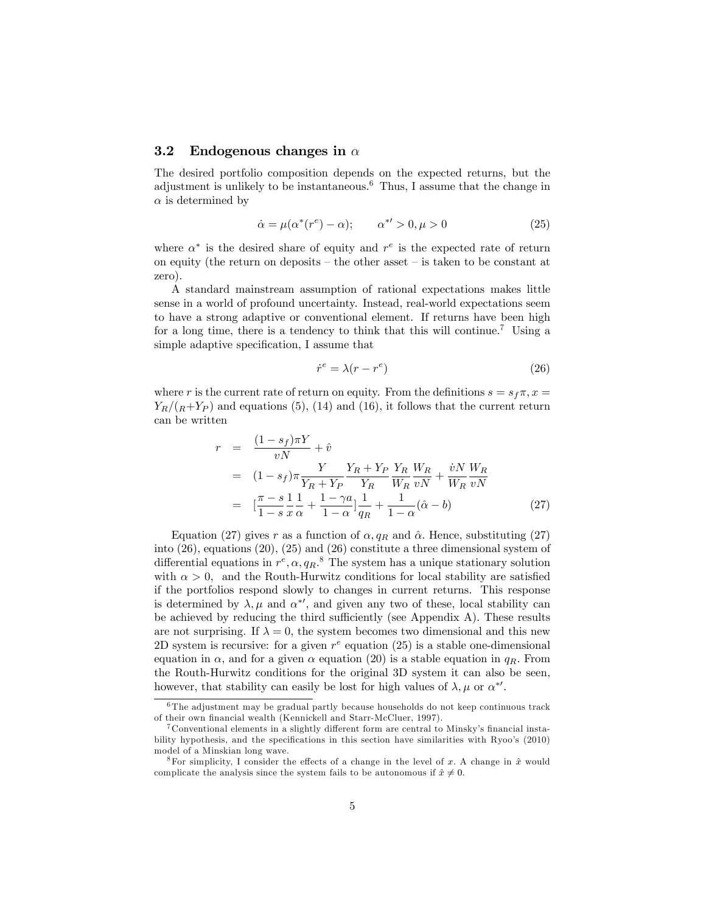### 3.2 Endogenous changes in $\alpha$

The desired portfolio composition depends on the expected returns, but the adjustment is unlikely to be instantaneous.[6] Thus, I assume that the change in $\alpha$ is determined by

$$\dot{\alpha} = \mu(\alpha^*(r^e) - \alpha); \qquad \alpha^{*\prime} > 0, \mu > 0 \tag{25}$$

where $\alpha^*$ is the desired share of equity and $r^e$ is the expected rate of return on equity (the return on deposits – the other asset – is taken to be constant at zero).

A standard mainstream assumption of rational expectations makes little sense in a world of profound uncertainty. Instead, real-world expectations seem to have a strong adaptive or conventional element. If returns have been high for a long time, there is a tendency to think that this will continue.[7] Using a simple adaptive specification, I assume that

$$\dot{r}^e = \lambda(r - r^e) \tag{26}$$

where $r$ is the current rate of return on equity. From the definitions $s = s_f\pi, x = Y_R/(_R+Y_P)$ and equations (5), (14) and (16), it follows that the current return can be written

$$\begin{aligned}
r &= \frac{(1-s_f)\pi Y}{vN} + \hat{v} \\
&= (1-s_f)\pi\frac{Y}{Y_R+Y_P}\frac{Y_R+Y_P}{Y_R}\frac{Y_R}{W_R}\frac{W_R}{vN} + \frac{\dot{v}N}{W_R}\frac{W_R}{vN} \\
&= [\frac{\pi - s}{1-s}\frac{1}{x}\frac{1}{\alpha} + \frac{1-\gamma a}{1-\alpha}]\frac{1}{q_R} + \frac{1}{1-\alpha}(\hat{\alpha} - b)
\end{aligned} \tag{27}$$

Equation (27) gives $r$ as a function of $\alpha, q_R$ and $\hat{\alpha}$. Hence, substituting (27) into (26), equations (20), (25) and (26) constitute a three dimensional system of differential equations in $r^e, \alpha, q_R$.[8] The system has a unique stationary solution with $\alpha > 0$, and the Routh-Hurwitz conditions for local stability are satisfied if the portfolios respond slowly to changes in current returns. This response is determined by $\lambda, \mu$ and $\alpha^{*\prime}$, and given any two of these, local stability can be achieved by reducing the third sufficiently (see Appendix A). These results are not surprising. If $\lambda = 0$, the system becomes two dimensional and this new 2D system is recursive: for a given $r^e$ equation (25) is a stable one-dimensional equation in $\alpha$, and for a given $\alpha$ equation (20) is a stable equation in $q_R$. From the Routh-Hurwitz conditions for the original 3D system it can also be seen, however, that stability can easily be lost for high values of $\lambda, \mu$ or $\alpha^{*\prime}$.

---

[6] The adjustment may be gradual partly because households do not keep continuous track of their own financial wealth (Kennickell and Starr-McCluer, 1997).

[7] Conventional elements in a slightly different form are central to Minsky's financial instability hypothesis, and the specifications in this section have similarities with Ryoo's (2010) model of a Minskian long wave.

[8] For simplicity, I consider the effects of a change in the level of $x$. A change in $\hat{x}$ would complicate the analysis since the system fails to be autonomous if $\hat{x} \neq 0$.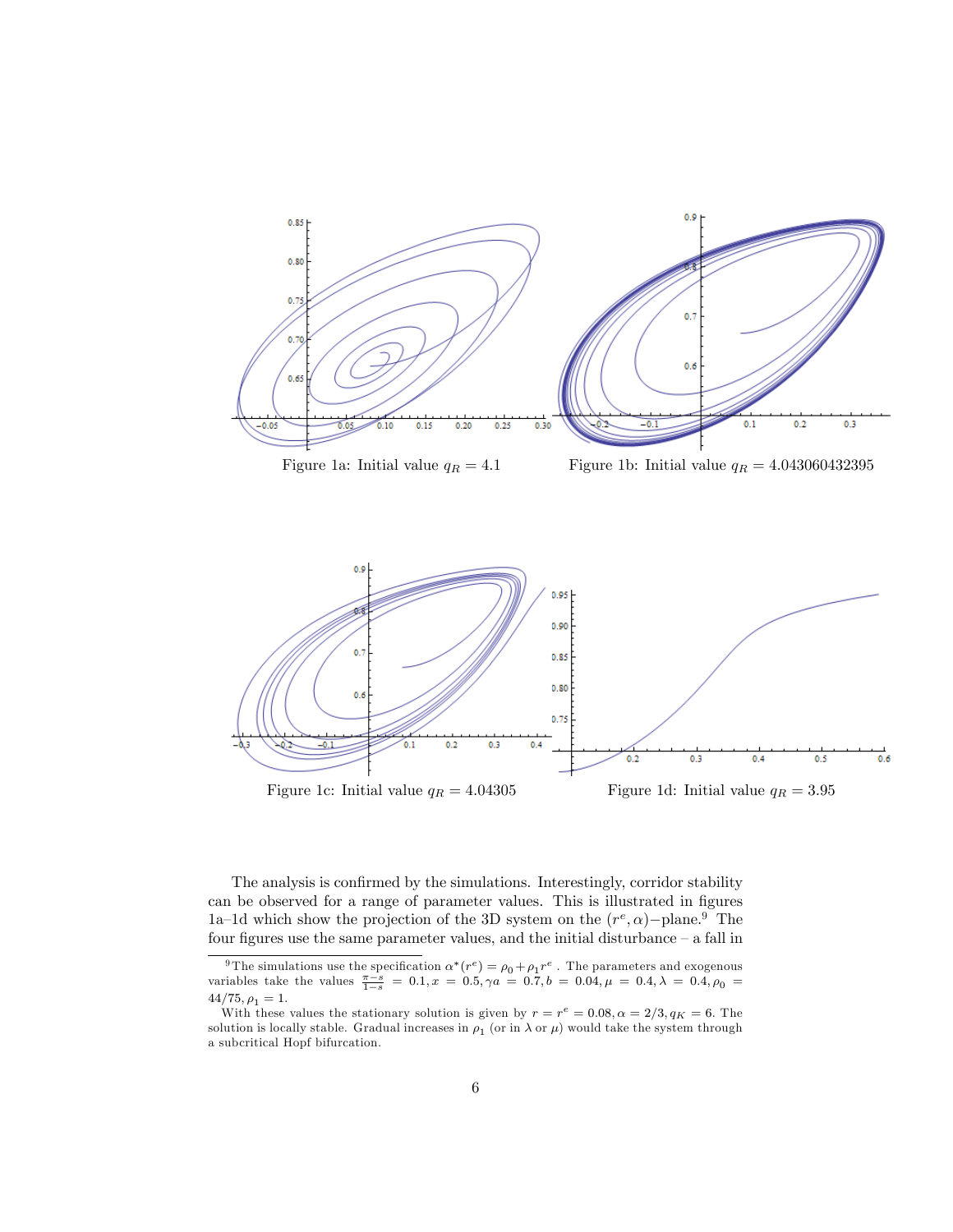Figure 1a: Initial value $q_R = 4.1$

Figure 1b: Initial value $q_R = 4.043060432395$

Figure 1c: Initial value $q_R = 4.04305$

Figure 1d: Initial value $q_R = 3.95$

The analysis is confirmed by the simulations. Interestingly, corridor stability can be observed for a range of parameter values. This is illustrated in figures 1a–1d which show the projection of the 3D system on the $(r^e, \alpha)-$plane.[9] The four figures use the same parameter values, and the initial disturbance – a fall in

---

[9] The simulations use the specification $\alpha^*(r^e) = \rho_0 + \rho_1 r^e$ . The parameters and exogenous variables take the values $\frac{\pi - s}{1-s} = 0.1, x = 0.5, \gamma a = 0.7, b = 0.04, \mu = 0.4, \lambda = 0.4, \rho_0 = 44/75, \rho_1 = 1$.

With these values the stationary solution is given by $r = r^e = 0.08, \alpha = 2/3, q_K = 6$. The solution is locally stable. Gradual increases in $\rho_1$ (or in $\lambda$ or $\mu$) would take the system through a subcritical Hopf bifurcation.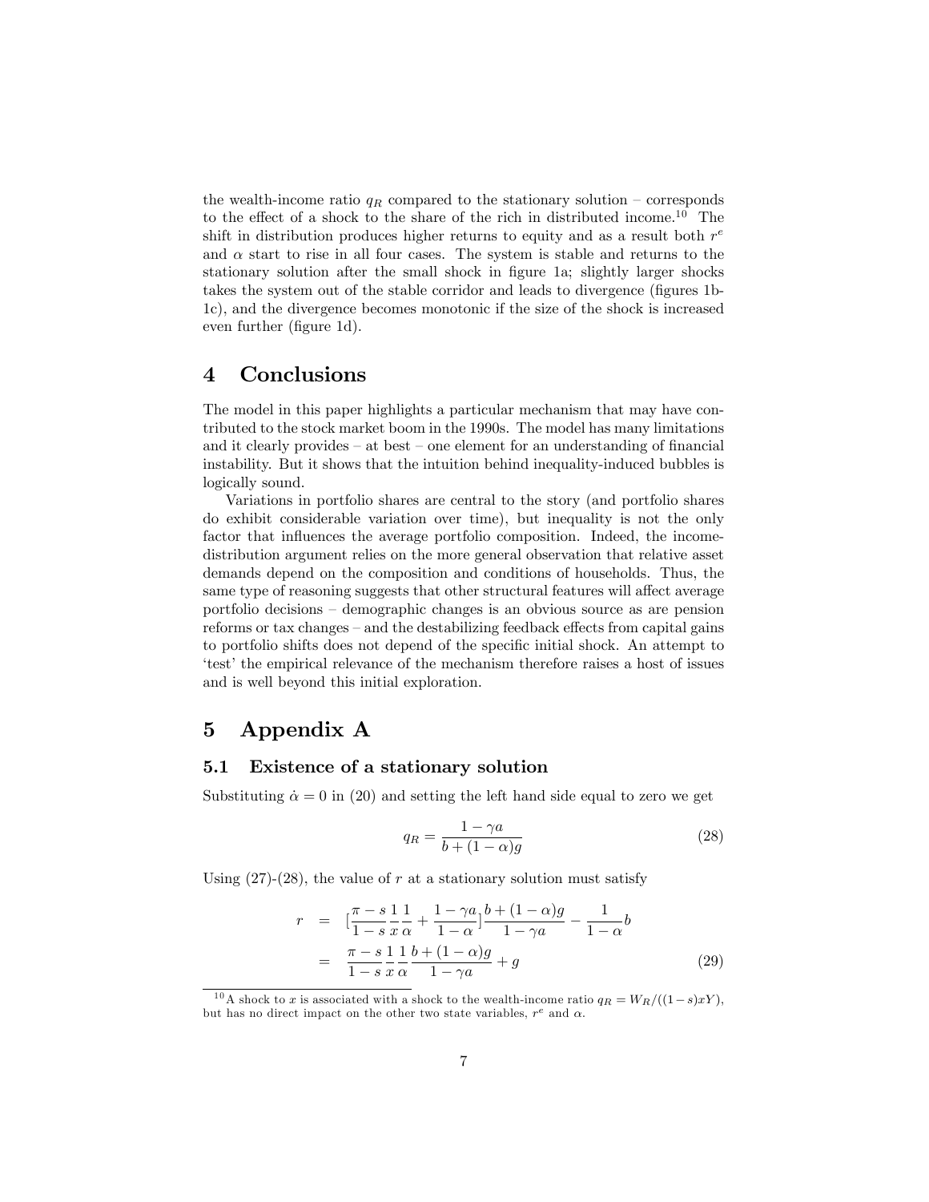the wealth-income ratio $q_R$ compared to the stationary solution – corresponds to the effect of a shock to the share of the rich in distributed income.[10] The shift in distribution produces higher returns to equity and as a result both $r^e$ and $\alpha$ start to rise in all four cases. The system is stable and returns to the stationary solution after the small shock in figure 1a; slightly larger shocks takes the system out of the stable corridor and leads to divergence (figures 1b-1c), and the divergence becomes monotonic if the size of the shock is increased even further (figure 1d).

# 4 Conclusions

The model in this paper highlights a particular mechanism that may have contributed to the stock market boom in the 1990s. The model has many limitations and it clearly provides – at best – one element for an understanding of financial instability. But it shows that the intuition behind inequality-induced bubbles is logically sound.

Variations in portfolio shares are central to the story (and portfolio shares do exhibit considerable variation over time), but inequality is not the only factor that influences the average portfolio composition. Indeed, the income-distribution argument relies on the more general observation that relative asset demands depend on the composition and conditions of households. Thus, the same type of reasoning suggests that other structural features will affect average portfolio decisions – demographic changes is an obvious source as are pension reforms or tax changes – and the destabilizing feedback effects from capital gains to portfolio shifts does not depend of the specific initial shock. An attempt to 'test' the empirical relevance of the mechanism therefore raises a host of issues and is well beyond this initial exploration.

# 5 Appendix A

## 5.1 Existence of a stationary solution

Substituting $\dot{\alpha} = 0$ in (20) and setting the left hand side equal to zero we get

$$q_R = \frac{1 - \gamma a}{b + (1 - \alpha)g} \tag{28}$$

Using (27)-(28), the value of $r$ at a stationary solution must satisfy

$$\begin{aligned} r &= \left[\frac{\pi - s}{1 - s}\frac{1}{x}\frac{1}{\alpha} + \frac{1 - \gamma a}{1 - \alpha}\right]\frac{b + (1 - \alpha)g}{1 - \gamma a} - \frac{1}{1 - \alpha}b \\ &= \frac{\pi - s}{1 - s}\frac{1}{x}\frac{1}{\alpha}\frac{b + (1 - \alpha)g}{1 - \gamma a} + g \end{aligned} \tag{29}$$

[10] A shock to $x$ is associated with a shock to the wealth-income ratio $q_R = W_R/((1-s)xY)$, but has no direct impact on the other two state variables, $r^e$ and $\alpha$.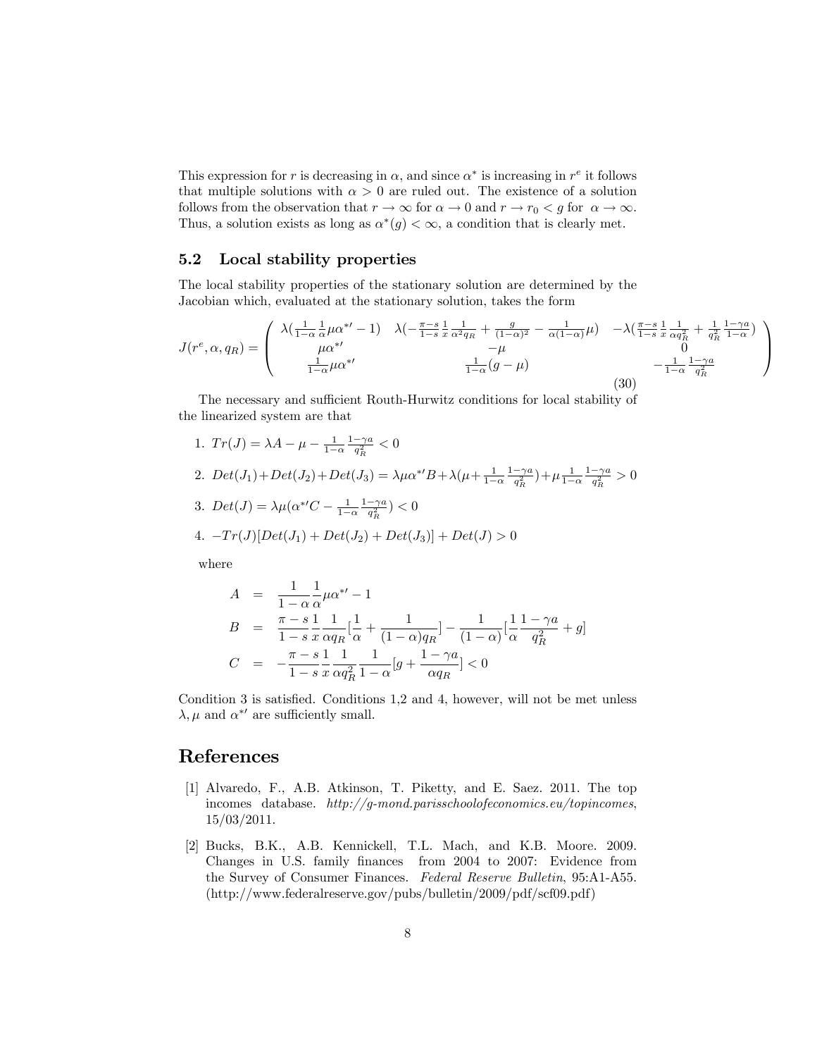This expression for $r$ is decreasing in $\alpha$, and since $\alpha^*$ is increasing in $r^e$ it follows that multiple solutions with $\alpha > 0$ are ruled out. The existence of a solution follows from the observation that $r \to \infty$ for $\alpha \to 0$ and $r \to r_0 < g$ for $\alpha \to \infty$. Thus, a solution exists as long as $\alpha^*(g) < \infty$, a condition that is clearly met.

## 5.2 Local stability properties

The local stability properties of the stationary solution are determined by the Jacobian which, evaluated at the stationary solution, takes the form

$$J(r^e, \alpha, q_R) = \begin{pmatrix} \lambda(\frac{1}{1-\alpha}\frac{1}{\alpha}\mu\alpha^{*\prime} - 1) & \lambda(-\frac{\pi - s}{1-s}\frac{1}{x}\frac{1}{\alpha^2 q_R} + \frac{g}{(1-\alpha)^2} - \frac{1}{\alpha(1-\alpha)}\mu) & -\lambda(\frac{\pi - s}{1-s}\frac{1}{x}\frac{1}{\alpha q_R^2} + \frac{1}{q_R^2}\frac{1-\gamma a}{1-\alpha}) \\ \mu\alpha^{*\prime} & -\mu & 0 \\ \frac{1}{1-\alpha}\mu\alpha^{*\prime} & \frac{1}{1-\alpha}(g-\mu) & -\frac{1}{1-\alpha}\frac{1-\gamma a}{q_R^2} \end{pmatrix} \tag{30}$$

The necessary and sufficient Routh-Hurwitz conditions for local stability of the linearized system are that

1. $Tr(J) = \lambda A - \mu - \frac{1}{1-\alpha}\frac{1-\gamma a}{q_R^2} < 0$
2. $Det(J_1) + Det(J_2) + Det(J_3) = \lambda\mu\alpha^{*\prime}B + \lambda(\mu + \frac{1}{1-\alpha}\frac{1-\gamma a}{q_R^2}) + \mu\frac{1}{1-\alpha}\frac{1-\gamma a}{q_R^2} > 0$
3. $Det(J) = \lambda\mu(\alpha^{*\prime}C - \frac{1}{1-\alpha}\frac{1-\gamma a}{q_R^2}) < 0$
4. $-Tr(J)[Det(J_1) + Det(J_2) + Det(J_3)] + Det(J) > 0$

where

$$\begin{aligned} A &= \frac{1}{1-\alpha}\frac{1}{\alpha}\mu\alpha^{*\prime} - 1 \\ B &= \frac{\pi - s}{1-s}\frac{1}{x}\frac{1}{\alpha q_R}[\frac{1}{\alpha} + \frac{1}{(1-\alpha)q_R}] - \frac{1}{(1-\alpha)}[\frac{1}{\alpha}\frac{1-\gamma a}{q_R^2} + g] \\ C &= -\frac{\pi - s}{1-s}\frac{1}{x}\frac{1}{\alpha q_R^2}\frac{1}{1-\alpha}[g + \frac{1-\gamma a}{\alpha q_R}] < 0 \end{aligned}$$

Condition 3 is satisfied. Conditions 1,2 and 4, however, will not be met unless $\lambda, \mu$ and $\alpha^{*\prime}$ are sufficiently small.

# References

[1] Alvaredo, F., A.B. Atkinson, T. Piketty, and E. Saez. 2011. The top incomes database. *http://g-mond.parisschoolofeconomics.eu/topincomes*, 15/03/2011.

[2] Bucks, B.K., A.B. Kennickell, T.L. Mach, and K.B. Moore. 2009. Changes in U.S. family finances from 2004 to 2007: Evidence from the Survey of Consumer Finances. *Federal Reserve Bulletin*, 95:A1-A55. (http://www.federalreserve.gov/pubs/bulletin/2009/pdf/scf09.pdf)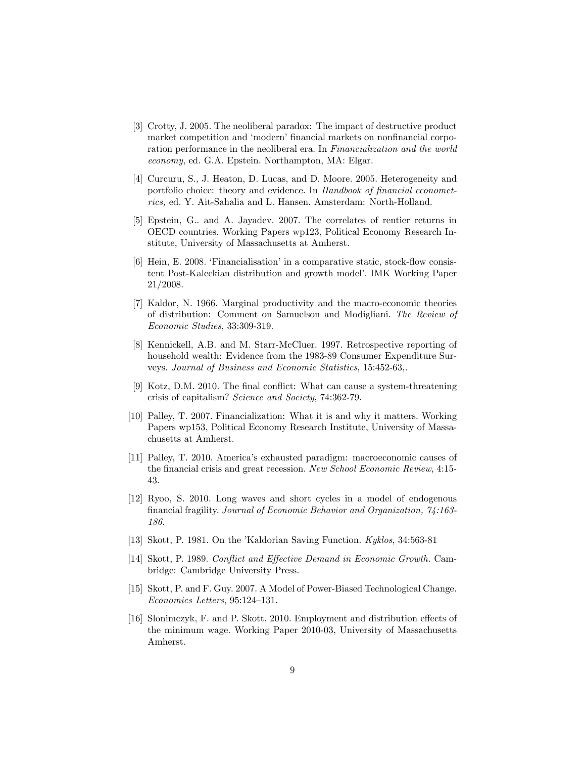[3] Crotty, J. 2005. The neoliberal paradox: The impact of destructive product market competition and 'modern' financial markets on nonfinancial corporation performance in the neoliberal era. In *Financialization and the world economy*, ed. G.A. Epstein. Northampton, MA: Elgar.

[4] Curcuru, S., J. Heaton, D. Lucas, and D. Moore. 2005. Heterogeneity and portfolio choice: theory and evidence. In *Handbook of financial econometrics,* ed. Y. Ait-Sahalia and L. Hansen. Amsterdam: North-Holland.

[5] Epstein, G.. and A. Jayadev. 2007. The correlates of rentier returns in OECD countries. Working Papers wp123, Political Economy Research Institute, University of Massachusetts at Amherst.

[6] Hein, E. 2008. 'Financialisation' in a comparative static, stock-flow consistent Post-Kaleckian distribution and growth model'. IMK Working Paper 21/2008.

[7] Kaldor, N. 1966. Marginal productivity and the macro-economic theories of distribution: Comment on Samuelson and Modigliani. *The Review of Economic Studies*, 33:309-319.

[8] Kennickell, A.B. and M. Starr-McCluer. 1997. Retrospective reporting of household wealth: Evidence from the 1983-89 Consumer Expenditure Surveys. *Journal of Business and Economic Statistics*, 15:452-63,.

[9] Kotz, D.M. 2010. The final conflict: What can cause a system-threatening crisis of capitalism? *Science and Society*, 74:362-79.

[10] Palley, T. 2007. Financialization: What it is and why it matters. Working Papers wp153, Political Economy Research Institute, University of Massachusetts at Amherst.

[11] Palley, T. 2010. America's exhausted paradigm: macroeconomic causes of the financial crisis and great recession. *New School Economic Review*, 4:15-43.

[12] Ryoo, S. 2010. Long waves and short cycles in a model of endogenous financial fragility. *Journal of Economic Behavior and Organization, 74:163-186*.

[13] Skott, P. 1981. On the 'Kaldorian Saving Function. *Kyklos*, 34:563-81

[14] Skott, P. 1989. *Conflict and Effective Demand in Economic Growth.* Cambridge: Cambridge University Press.

[15] Skott, P. and F. Guy. 2007. A Model of Power-Biased Technological Change. *Economics Letters*, 95:124–131.

[16] Slonimczyk, F. and P. Skott. 2010. Employment and distribution effects of the minimum wage. Working Paper 2010-03, University of Massachusetts Amherst.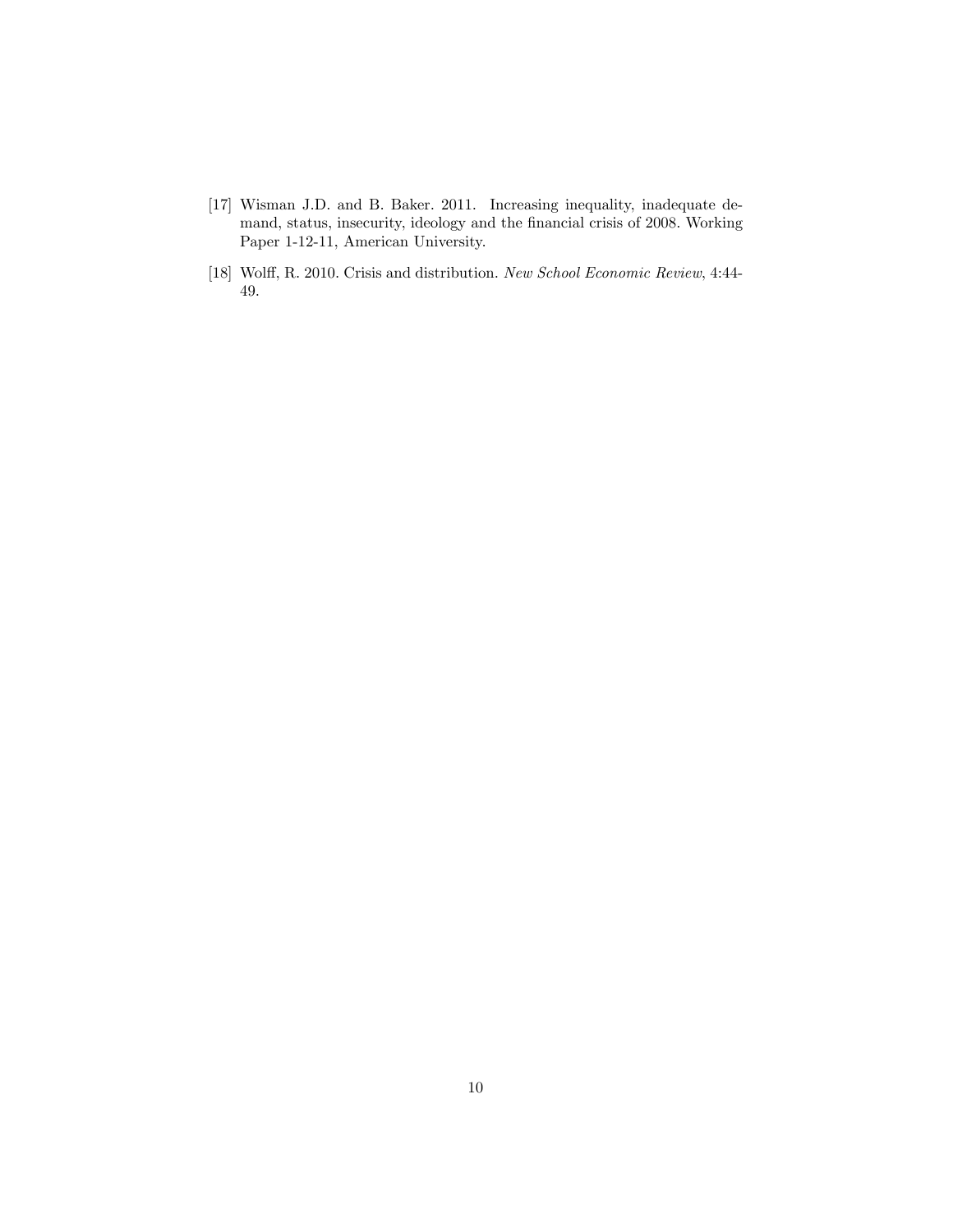[17] Wisman J.D. and B. Baker. 2011. Increasing inequality, inadequate demand, status, insecurity, ideology and the financial crisis of 2008. Working Paper 1-12-11, American University.

[18] Wolff, R. 2010. Crisis and distribution. *New School Economic Review*, 4:44-49.